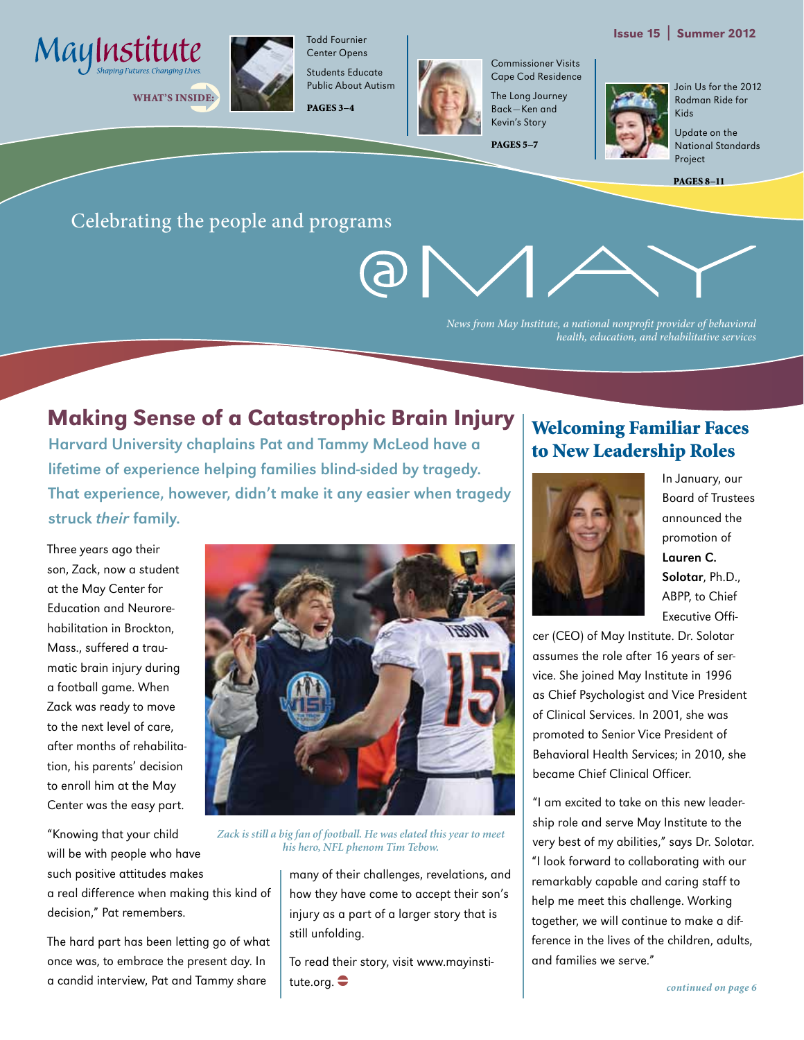May Institute
*Shaping Futures. Changing Lives.*

Issue 15 | Summer 2012

**WHAT'S INSIDE:**

Todd Fournier Center Opens

Students Educate Public About Autism

**PAGES 3–4**

Commissioner Visits Cape Cod Residence

The Long Journey Back—Ken and Kevin's Story

**PAGES 5–7**

Join Us for the 2012 Rodman Ride for Kids

Update on the National Standards Project

**PAGES 8–11**

Celebrating the people and programs

# @MAY

*News from May Institute, a national nonprofit provider of behavioral health, education, and rehabilitative services*

## Making Sense of a Catastrophic Brain Injury

**Harvard University chaplains Pat and Tammy McLeod have a lifetime of experience helping families blind-sided by tragedy. That experience, however, didn't make it any easier when tragedy struck *their* family.**

Three years ago their son, Zack, now a student at the May Center for Education and Neurorehabilitation in Brockton, Mass., suffered a traumatic brain injury during a football game. When Zack was ready to move to the next level of care, after months of rehabilitation, his parents' decision to enroll him at the May Center was the easy part.

*Zack is still a big fan of football. He was elated this year to meet his hero, NFL phenom Tim Tebow.*

"Knowing that your child will be with people who have such positive attitudes makes a real difference when making this kind of decision," Pat remembers.

The hard part has been letting go of what once was, to embrace the present day. In a candid interview, Pat and Tammy share many of their challenges, revelations, and how they have come to accept their son's injury as a part of a larger story that is still unfolding.

To read their story, visit www.mayinstitute.org.

## Welcoming Familiar Faces to New Leadership Roles

In January, our Board of Trustees announced the promotion of **Lauren C. Solotar**, Ph.D., ABPP, to Chief Executive Officer (CEO) of May Institute. Dr. Solotar assumes the role after 16 years of service. She joined May Institute in 1996 as Chief Psychologist and Vice President of Clinical Services. In 2001, she was promoted to Senior Vice President of Behavioral Health Services; in 2010, she became Chief Clinical Officer.

"I am excited to take on this new leadership role and serve May Institute to the very best of my abilities," says Dr. Solotar. "I look forward to collaborating with our remarkably capable and caring staff to help me meet this challenge. Working together, we will continue to make a difference in the lives of the children, adults, and families we serve."

*continued on page 6*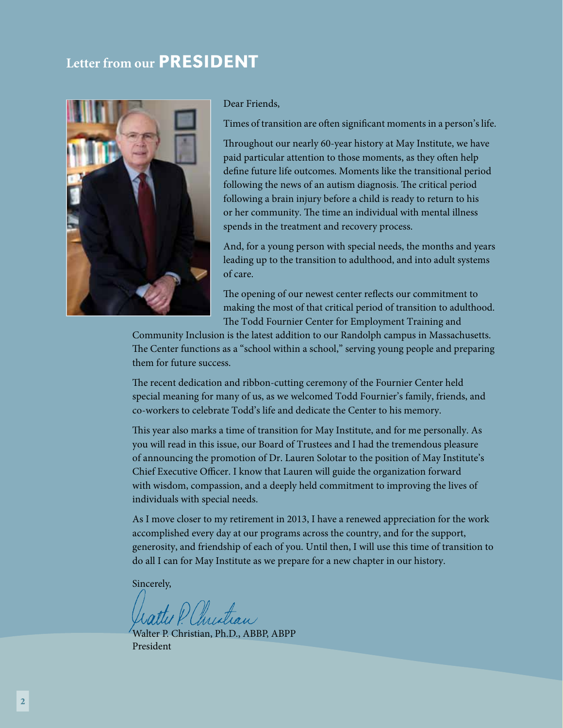# Letter from our PRESIDENT

Dear Friends,

Times of transition are often significant moments in a person's life.

Throughout our nearly 60-year history at May Institute, we have paid particular attention to those moments, as they often help define future life outcomes. Moments like the transitional period following the news of an autism diagnosis. The critical period following a brain injury before a child is ready to return to his or her community. The time an individual with mental illness spends in the treatment and recovery process.

And, for a young person with special needs, the months and years leading up to the transition to adulthood, and into adult systems of care.

The opening of our newest center reflects our commitment to making the most of that critical period of transition to adulthood. The Todd Fournier Center for Employment Training and Community Inclusion is the latest addition to our Randolph campus in Massachusetts. The Center functions as a "school within a school," serving young people and preparing them for future success.

The recent dedication and ribbon-cutting ceremony of the Fournier Center held special meaning for many of us, as we welcomed Todd Fournier's family, friends, and co-workers to celebrate Todd's life and dedicate the Center to his memory.

This year also marks a time of transition for May Institute, and for me personally. As you will read in this issue, our Board of Trustees and I had the tremendous pleasure of announcing the promotion of Dr. Lauren Solotar to the position of May Institute's Chief Executive Officer. I know that Lauren will guide the organization forward with wisdom, compassion, and a deeply held commitment to improving the lives of individuals with special needs.

As I move closer to my retirement in 2013, I have a renewed appreciation for the work accomplished every day at our programs across the country, and for the support, generosity, and friendship of each of you. Until then, I will use this time of transition to do all I can for May Institute as we prepare for a new chapter in our history.

Sincerely,

Walter P. Christian, Ph.D., ABBP, ABPP
President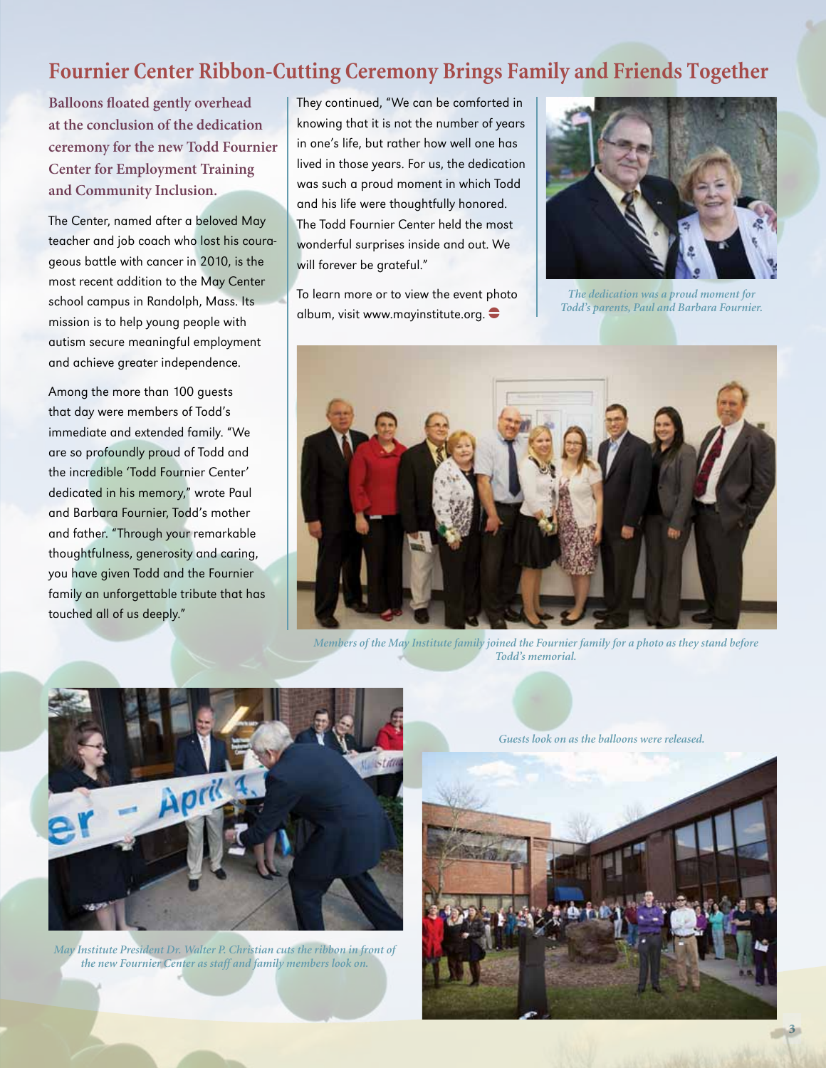# Fournier Center Ribbon-Cutting Ceremony Brings Family and Friends Together

**Balloons floated gently overhead at the conclusion of the dedication ceremony for the new Todd Fournier Center for Employment Training and Community Inclusion.**

The Center, named after a beloved May teacher and job coach who lost his courageous battle with cancer in 2010, is the most recent addition to the May Center school campus in Randolph, Mass. Its mission is to help young people with autism secure meaningful employment and achieve greater independence.

Among the more than 100 guests that day were members of Todd's immediate and extended family. "We are so profoundly proud of Todd and the incredible 'Todd Fournier Center' dedicated in his memory," wrote Paul and Barbara Fournier, Todd's mother and father. "Through your remarkable thoughtfulness, generosity and caring, you have given Todd and the Fournier family an unforgettable tribute that has touched all of us deeply."

They continued, "We can be comforted in knowing that it is not the number of years in one's life, but rather how well one has lived in those years. For us, the dedication was such a proud moment in which Todd and his life were thoughtfully honored. The Todd Fournier Center held the most wonderful surprises inside and out. We will forever be grateful."

To learn more or to view the event photo album, visit www.mayinstitute.org.

*The dedication was a proud moment for Todd's parents, Paul and Barbara Fournier.*

*Members of the May Institute family joined the Fournier family for a photo as they stand before Todd's memorial.*

*May Institute President Dr. Walter P. Christian cuts the ribbon in front of the new Fournier Center as staff and family members look on.*

*Guests look on as the balloons were released.*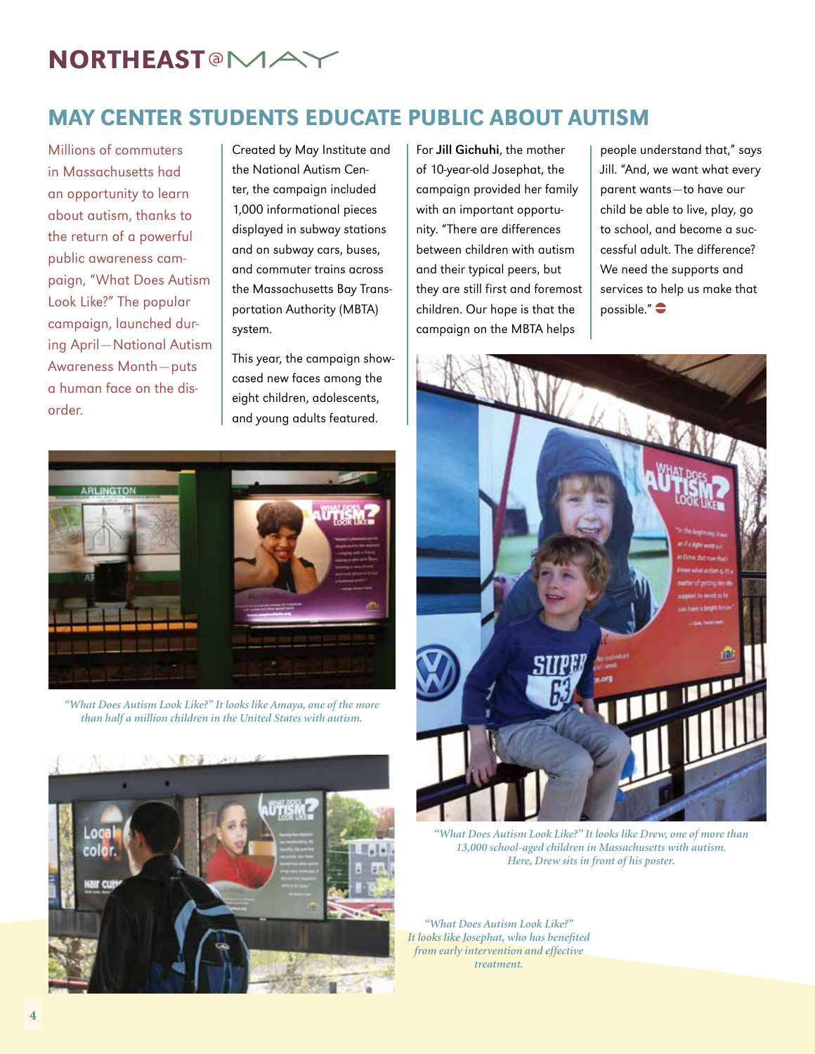## MAY CENTER STUDENTS EDUCATE PUBLIC ABOUT AUTISM

Millions of commuters in Massachusetts had an opportunity to learn about autism, thanks to the return of a powerful public awareness campaign, "What Does Autism Look Like?" The popular campaign, launched during April—National Autism Awareness Month—puts a human face on the disorder.

Created by May Institute and the National Autism Center, the campaign included 1,000 informational pieces displayed in subway stations and on subway cars, buses, and commuter trains across the Massachusetts Bay Transportation Authority (MBTA) system.

This year, the campaign showcased new faces among the eight children, adolescents, and young adults featured.

For **Jill Gichuhi**, the mother of 10-year-old Josephat, the campaign provided her family with an important opportunity. "There are differences between children with autism and their typical peers, but they are still first and foremost children. Our hope is that the campaign on the MBTA helps people understand that," says Jill. "And, we want what every parent wants—to have our child be able to live, play, go to school, and become a successful adult. The difference? We need the supports and services to help us make that possible."

*"What Does Autism Look Like?" It looks like Amaya, one of the more than half a million children in the United States with autism.*

*"What Does Autism Look Like?" It looks like Drew, one of more than 13,000 school-aged children in Massachusetts with autism. Here, Drew sits in front of his poster.*

*"What Does Autism Look Like?" It looks like Josephat, who has benefited from early intervention and effective treatment.*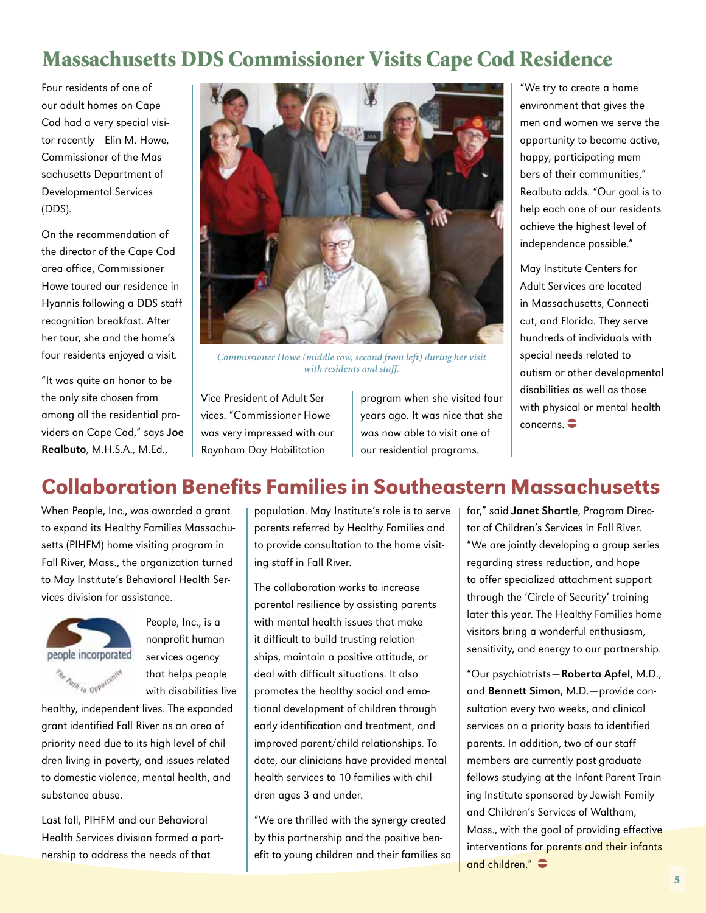## Massachusetts DDS Commissioner Visits Cape Cod Residence

Four residents of one of our adult homes on Cape Cod had a very special visitor recently—Elin M. Howe, Commissioner of the Massachusetts Department of Developmental Services (DDS).

On the recommendation of the director of the Cape Cod area office, Commissioner Howe toured our residence in Hyannis following a DDS staff recognition breakfast. After her tour, she and the home's four residents enjoyed a visit.

"It was quite an honor to be the only site chosen from among all the residential providers on Cape Cod," says **Joe Realbuto**, M.H.S.A., M.Ed., Vice President of Adult Services. "Commissioner Howe was very impressed with our Raynham Day Habilitation program when she visited four years ago. It was nice that she was now able to visit one of our residential programs.

*Commissioner Howe (middle row, second from left) during her visit with residents and staff.*

"We try to create a home environment that gives the men and women we serve the opportunity to become active, happy, participating members of their communities," Realbuto adds. "Our goal is to help each one of our residents achieve the highest level of independence possible."

May Institute Centers for Adult Services are located in Massachusetts, Connecticut, and Florida. They serve hundreds of individuals with special needs related to autism or other developmental disabilities as well as those with physical or mental health concerns.

## Collaboration Benefits Families in Southeastern Massachusetts

When People, Inc., was awarded a grant to expand its Healthy Families Massachusetts (PIHFM) home visiting program in Fall River, Mass., the organization turned to May Institute's Behavioral Health Services division for assistance.

People, Inc., is a nonprofit human services agency that helps people with disabilities live healthy, independent lives. The expanded grant identified Fall River as an area of priority need due to its high level of children living in poverty, and issues related to domestic violence, mental health, and substance abuse.

Last fall, PIHFM and our Behavioral Health Services division formed a partnership to address the needs of that population. May Institute's role is to serve parents referred by Healthy Families and to provide consultation to the home visiting staff in Fall River.

The collaboration works to increase parental resilience by assisting parents with mental health issues that make it difficult to build trusting relationships, maintain a positive attitude, or deal with difficult situations. It also promotes the healthy social and emotional development of children through early identification and treatment, and improved parent/child relationships. To date, our clinicians have provided mental health services to 10 families with children ages 3 and under.

"We are thrilled with the synergy created by this partnership and the positive benefit to young children and their families so far," said **Janet Shartle**, Program Director of Children's Services in Fall River. "We are jointly developing a group series regarding stress reduction, and hope to offer specialized attachment support through the 'Circle of Security' training later this year. The Healthy Families home visitors bring a wonderful enthusiasm, sensitivity, and energy to our partnership.

"Our psychiatrists—**Roberta Apfel**, M.D., and **Bennett Simon**, M.D.—provide consultation every two weeks, and clinical services on a priority basis to identified parents. In addition, two of our staff members are currently post-graduate fellows studying at the Infant Parent Training Institute sponsored by Jewish Family and Children's Services of Waltham, Mass., with the goal of providing effective interventions for parents and their infants and children."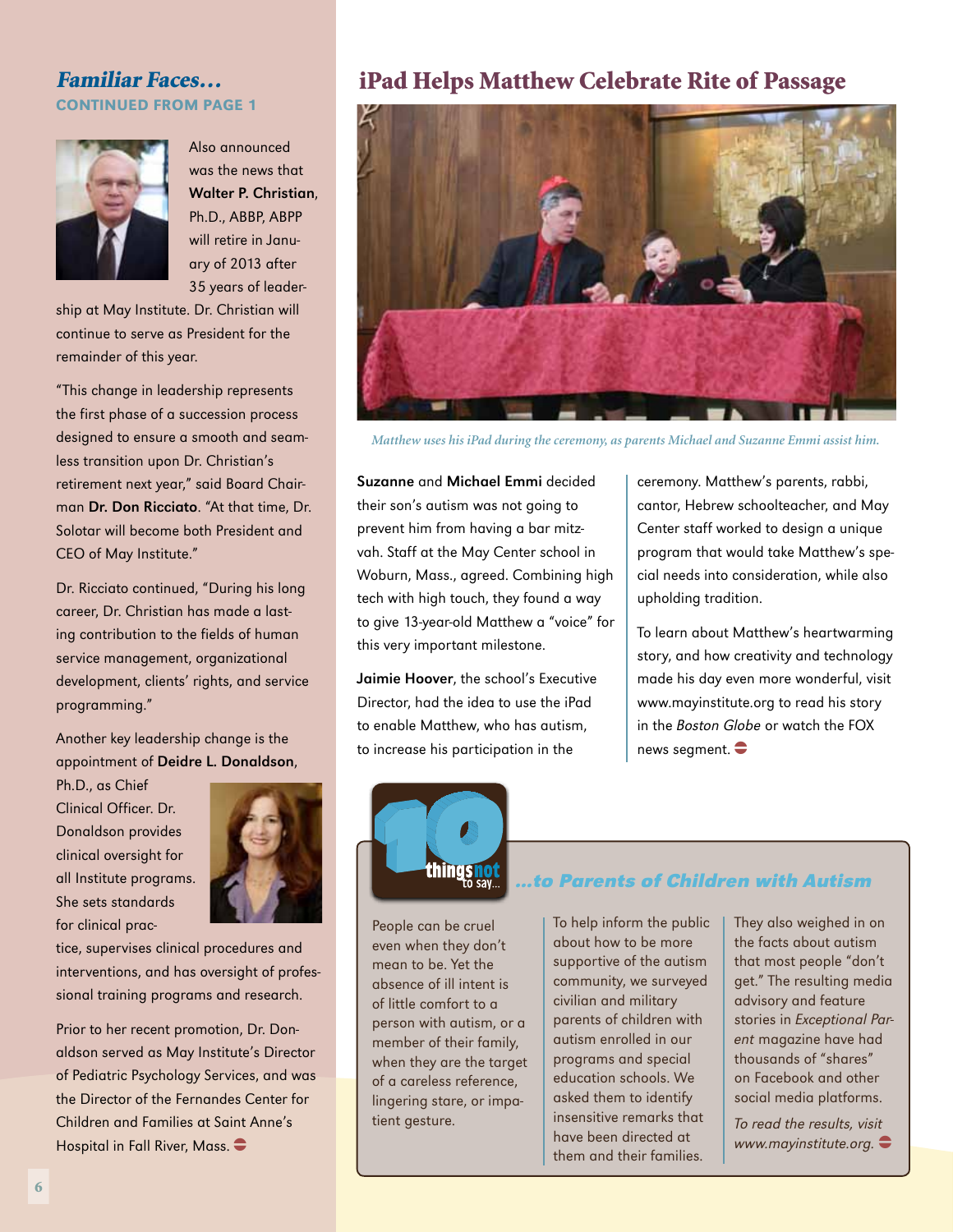## *Familiar Faces…*

**CONTINUED FROM PAGE 1**

Also announced was the news that **Walter P. Christian**, Ph.D., ABBP, ABPP will retire in January of 2013 after 35 years of leadership at May Institute. Dr. Christian will continue to serve as President for the remainder of this year.

"This change in leadership represents the first phase of a succession process designed to ensure a smooth and seamless transition upon Dr. Christian's retirement next year," said Board Chairman **Dr. Don Ricciato**. "At that time, Dr. Solotar will become both President and CEO of May Institute."

Dr. Ricciato continued, "During his long career, Dr. Christian has made a lasting contribution to the fields of human service management, organizational development, clients' rights, and service programming."

Another key leadership change is the appointment of **Deidre L. Donaldson**, Ph.D., as Chief Clinical Officer. Dr. Donaldson provides clinical oversight for all Institute programs. She sets standards for clinical practice, supervises clinical procedures and interventions, and has oversight of professional training programs and research.

Prior to her recent promotion, Dr. Donaldson served as May Institute's Director of Pediatric Psychology Services, and was the Director of the Fernandes Center for Children and Families at Saint Anne's Hospital in Fall River, Mass.

## iPad Helps Matthew Celebrate Rite of Passage

*Matthew uses his iPad during the ceremony, as parents Michael and Suzanne Emmi assist him.*

**Suzanne** and **Michael Emmi** decided their son's autism was not going to prevent him from having a bar mitzvah. Staff at the May Center school in Woburn, Mass., agreed. Combining high tech with high touch, they found a way to give 13-year-old Matthew a "voice" for this very important milestone.

**Jaimie Hoover**, the school's Executive Director, had the idea to use the iPad to enable Matthew, who has autism, to increase his participation in the ceremony. Matthew's parents, rabbi, cantor, Hebrew schoolteacher, and May Center staff worked to design a unique program that would take Matthew's special needs into consideration, while also upholding tradition.

To learn about Matthew's heartwarming story, and how creativity and technology made his day even more wonderful, visit www.mayinstitute.org to read his story in the *Boston Globe* or watch the FOX news segment.

## 10 things not to say… *…to Parents of Children with Autism*

People can be cruel even when they don't mean to be. Yet the absence of ill intent is of little comfort to a person with autism, or a member of their family, when they are the target of a careless reference, lingering stare, or impatient gesture.

To help inform the public about how to be more supportive of the autism community, we surveyed civilian and military parents of children with autism enrolled in our programs and special education schools. We asked them to identify insensitive remarks that have been directed at them and their families.

They also weighed in on the facts about autism that most people "don't get." The resulting media advisory and feature stories in *Exceptional Parent* magazine have had thousands of "shares" on Facebook and other social media platforms.

*To read the results, visit www.mayinstitute.org.*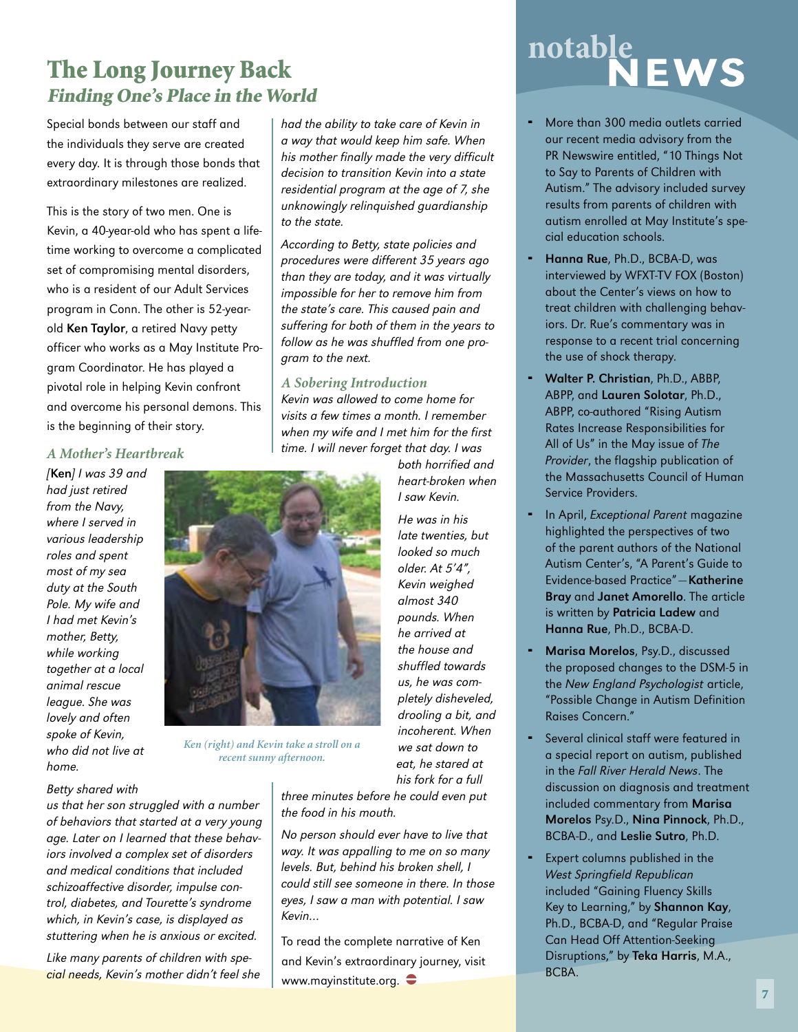# The Long Journey Back
## *Finding One's Place in the World*

Special bonds between our staff and the individuals they serve are created every day. It is through those bonds that extraordinary milestones are realized.

This is the story of two men. One is Kevin, a 40-year-old who has spent a lifetime working to overcome a complicated set of compromising mental disorders, who is a resident of our Adult Services program in Conn. The other is 52-year-old **Ken Taylor**, a retired Navy petty officer who works as a May Institute Program Coordinator. He has played a pivotal role in helping Kevin confront and overcome his personal demons. This is the beginning of their story.

### *A Mother's Heartbreak*

*[**Ken**] I was 39 and had just retired from the Navy, where I served in various leadership roles and spent most of my sea duty at the South Pole. My wife and I had met Kevin's mother, Betty, while working together at a local animal rescue league. She was lovely and often spoke of Kevin, who did not live at home.*

*Betty shared with us that her son struggled with a number of behaviors that started at a very young age. Later on I learned that these behaviors involved a complex set of disorders and medical conditions that included schizoaffective disorder, impulse control, diabetes, and Tourette's syndrome which, in Kevin's case, is displayed as stuttering when he is anxious or excited.*

*Like many parents of children with special needs, Kevin's mother didn't feel she had the ability to take care of Kevin in a way that would keep him safe. When his mother finally made the very difficult decision to transition Kevin into a state residential program at the age of 7, she unknowingly relinquished guardianship to the state.*

*According to Betty, state policies and procedures were different 35 years ago than they are today, and it was virtually impossible for her to remove him from the state's care. This caused pain and suffering for both of them in the years to follow as he was shuffled from one program to the next.*

### *A Sobering Introduction*

*Kevin was allowed to come home for visits a few times a month. I remember when my wife and I met him for the first time. I will never forget that day. I was both horrified and heart-broken when I saw Kevin.*

*Ken (right) and Kevin take a stroll on a recent sunny afternoon.*

*He was in his late twenties, but looked so much older. At 5'4", Kevin weighed almost 340 pounds. When he arrived at the house and shuffled towards us, he was completely disheveled, drooling a bit, and incoherent. When we sat down to eat, he stared at his fork for a full three minutes before he could even put the food in his mouth.*

*No person should ever have to live that way. It was appalling to me on so many levels. But, behind his broken shell, I could still see someone in there. In those eyes, I saw a man with potential. I saw Kevin...*

To read the complete narrative of Ken and Kevin's extraordinary journey, visit www.mayinstitute.org.

# notable NEWS

- More than 300 media outlets carried our recent media advisory from the PR Newswire entitled, "10 Things Not to Say to Parents of Children with Autism." The advisory included survey results from parents of children with autism enrolled at May Institute's special education schools.
- **Hanna Rue**, Ph.D., BCBA-D, was interviewed by WFXT-TV FOX (Boston) about the Center's views on how to treat children with challenging behaviors. Dr. Rue's commentary was in response to a recent trial concerning the use of shock therapy.
- **Walter P. Christian**, Ph.D., ABBP, ABPP, and **Lauren Solotar**, Ph.D., ABPP, co-authored "Rising Autism Rates Increase Responsibilities for All of Us" in the May issue of *The Provider*, the flagship publication of the Massachusetts Council of Human Service Providers.
- In April, *Exceptional Parent* magazine highlighted the perspectives of two of the parent authors of the National Autism Center's, "A Parent's Guide to Evidence-based Practice"—**Katherine Bray** and **Janet Amorello**. The article is written by **Patricia Ladew** and **Hanna Rue**, Ph.D., BCBA-D.
- **Marisa Morelos**, Psy.D., discussed the proposed changes to the DSM-5 in the *New England Psychologist* article, "Possible Change in Autism Definition Raises Concern."
- Several clinical staff were featured in a special report on autism, published in the *Fall River Herald News*. The discussion on diagnosis and treatment included commentary from **Marisa Morelos** Psy.D., **Nina Pinnock**, Ph.D., BCBA-D., and **Leslie Sutro**, Ph.D.
- Expert columns published in the *West Springfield Republican* included "Gaining Fluency Skills Key to Learning," by **Shannon Kay**, Ph.D., BCBA-D, and "Regular Praise Can Head Off Attention-Seeking Disruptions," by **Teka Harris**, M.A., BCBA.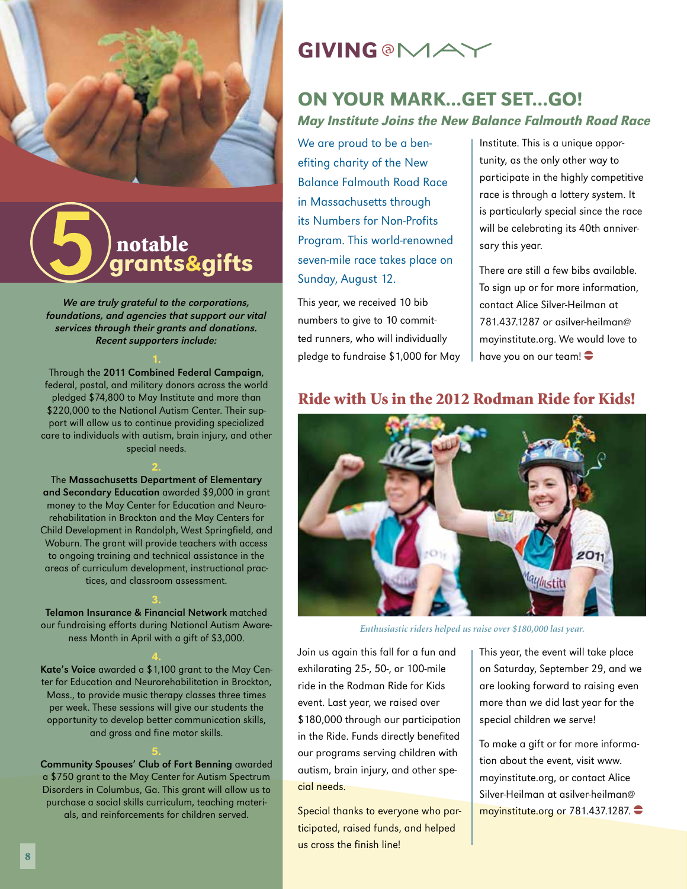# 5 notable grants&gifts

***We are truly grateful to the corporations, foundations, and agencies that support our vital services through their grants and donations. Recent supporters include:***

**1.**

Through the **2011 Combined Federal Campaign**, federal, postal, and military donors across the world pledged $74,800 to May Institute and more than $220,000 to the National Autism Center. Their support will allow us to continue providing specialized care to individuals with autism, brain injury, and other special needs.

**2.**

The **Massachusetts Department of Elementary and Secondary Education** awarded $9,000 in grant money to the May Center for Education and Neurorehabilitation in Brockton and the May Centers for Child Development in Randolph, West Springfield, and Woburn. The grant will provide teachers with access to ongoing training and technical assistance in the areas of curriculum development, instructional practices, and classroom assessment.

**3.**

**Telamon Insurance & Financial Network** matched our fundraising efforts during National Autism Awareness Month in April with a gift of $3,000.

**4.**

**Kate's Voice** awarded a $1,100 grant to the May Center for Education and Neurorehabilitation in Brockton, Mass., to provide music therapy classes three times per week. These sessions will give our students the opportunity to develop better communication skills, and gross and fine motor skills.

**5.**

**Community Spouses' Club of Fort Benning** awarded a $750 grant to the May Center for Autism Spectrum Disorders in Columbus, Ga. This grant will allow us to purchase a social skills curriculum, teaching materials, and reinforcements for children served.

# GIVING @MAY

## ON YOUR MARK...GET SET...GO!

### *May Institute Joins the New Balance Falmouth Road Race*

We are proud to be a benefiting charity of the New Balance Falmouth Road Race in Massachusetts through its Numbers for Non-Profits Program. This world-renowned seven-mile race takes place on Sunday, August 12.

This year, we received 10 bib numbers to give to 10 committed runners, who will individually pledge to fundraise $1,000 for May Institute. This is a unique opportunity, as the only other way to participate in the highly competitive race is through a lottery system. It is particularly special since the race will be celebrating its 40th anniversary this year.

There are still a few bibs available. To sign up or for more information, contact Alice Silver-Heilman at 781.437.1287 or asilver-heilman@mayinstitute.org. We would love to have you on our team!

## Ride with Us in the 2012 Rodman Ride for Kids!

*Enthusiastic riders helped us raise over $180,000 last year.*

Join us again this fall for a fun and exhilarating 25-, 50-, or 100-mile ride in the Rodman Ride for Kids event. Last year, we raised over $180,000 through our participation in the Ride. Funds directly benefited our programs serving children with autism, brain injury, and other special needs.

Special thanks to everyone who participated, raised funds, and helped us cross the finish line!

This year, the event will take place on Saturday, September 29, and we are looking forward to raising even more than we did last year for the special children we serve!

To make a gift or for more information about the event, visit www.mayinstitute.org, or contact Alice Silver-Heilman at asilver-heilman@mayinstitute.org or 781.437.1287.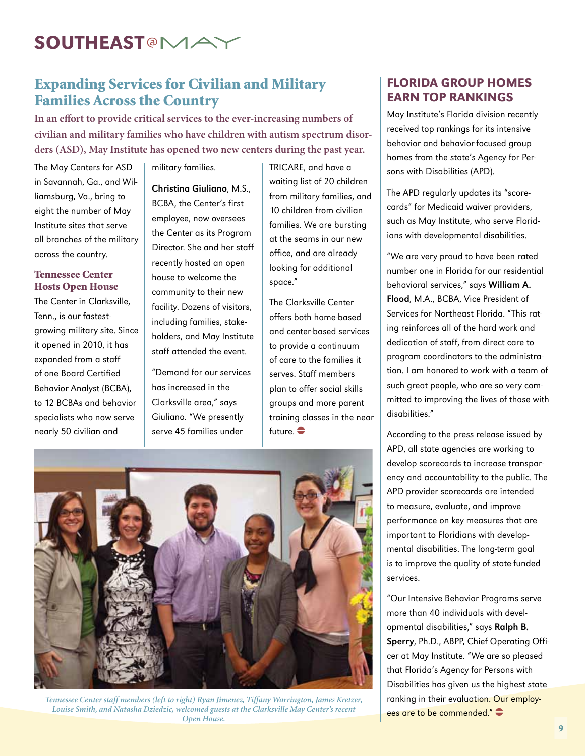# SOUTHEAST@MAY

## Expanding Services for Civilian and Military Families Across the Country

**In an effort to provide critical services to the ever-increasing numbers of civilian and military families who have children with autism spectrum disorders (ASD), May Institute has opened two new centers during the past year.**

The May Centers for ASD in Savannah, Ga., and Williamsburg, Va., bring to eight the number of May Institute sites that serve all branches of the military across the country.

### Tennessee Center Hosts Open House

The Center in Clarksville, Tenn., is our fastest-growing military site. Since it opened in 2010, it has expanded from a staff of one Board Certified Behavior Analyst (BCBA), to 12 BCBAs and behavior specialists who now serve nearly 50 civilian and military families.

**Christina Giuliano**, M.S., BCBA, the Center's first employee, now oversees the Center as its Program Director. She and her staff recently hosted an open house to welcome the community to their new facility. Dozens of visitors, including families, stakeholders, and May Institute staff attended the event.

"Demand for our services has increased in the Clarksville area," says Giuliano. "We presently serve 45 families under TRICARE, and have a waiting list of 20 children from military families, and 10 children from civilian families. We are bursting at the seams in our new office, and are already looking for additional space."

The Clarksville Center offers both home-based and center-based services to provide a continuum of care to the families it serves. Staff members plan to offer social skills groups and more parent training classes in the near future.

*Tennessee Center staff members (left to right) Ryan Jimenez, Tiffany Warrington, James Kretzer, Louise Smith, and Natasha Dziedzic, welcomed guests at the Clarksville May Center's recent Open House.*

## FLORIDA GROUP HOMES EARN TOP RANKINGS

May Institute's Florida division recently received top rankings for its intensive behavior and behavior-focused group homes from the state's Agency for Persons with Disabilities (APD).

The APD regularly updates its "scorecards" for Medicaid waiver providers, such as May Institute, who serve Floridians with developmental disabilities.

"We are very proud to have been rated number one in Florida for our residential behavioral services," says **William A. Flood**, M.A., BCBA, Vice President of Services for Northeast Florida. "This rating reinforces all of the hard work and dedication of staff, from direct care to program coordinators to the administration. I am honored to work with a team of such great people, who are so very committed to improving the lives of those with disabilities."

According to the press release issued by APD, all state agencies are working to develop scorecards to increase transparency and accountability to the public. The APD provider scorecards are intended to measure, evaluate, and improve performance on key measures that are important to Floridians with developmental disabilities. The long-term goal is to improve the quality of state-funded services.

"Our Intensive Behavior Programs serve more than 40 individuals with developmental disabilities," says **Ralph B. Sperry**, Ph.D., ABPP, Chief Operating Officer at May Institute. "We are so pleased that Florida's Agency for Persons with Disabilities has given us the highest state ranking in their evaluation. Our employees are to be commended."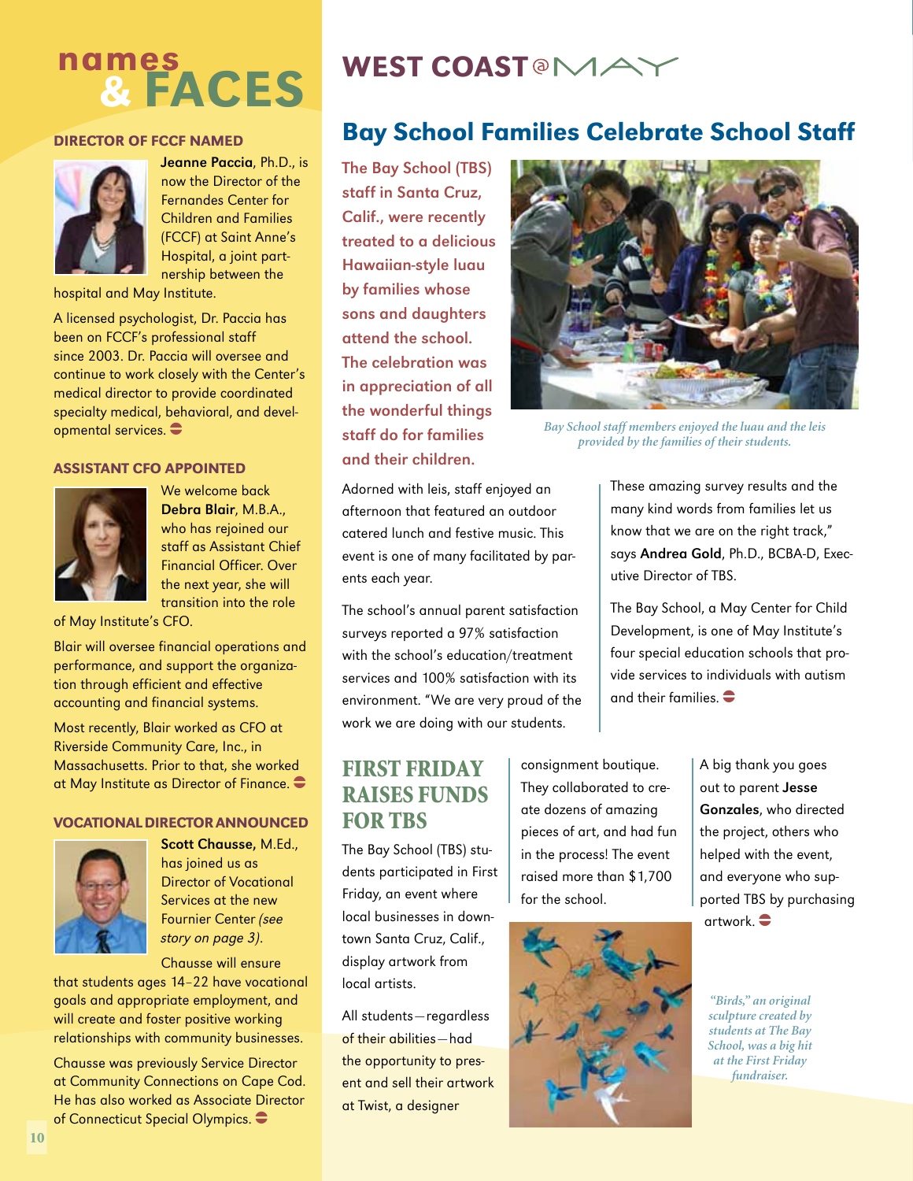# names & FACES

## DIRECTOR OF FCCF NAMED

**Jeanne Paccia**, Ph.D., is now the Director of the Fernandes Center for Children and Families (FCCF) at Saint Anne's Hospital, a joint partnership between the hospital and May Institute.

A licensed psychologist, Dr. Paccia has been on FCCF's professional staff since 2003. Dr. Paccia will oversee and continue to work closely with the Center's medical director to provide coordinated specialty medical, behavioral, and developmental services.

## ASSISTANT CFO APPOINTED

We welcome back **Debra Blair**, M.B.A., who has rejoined our staff as Assistant Chief Financial Officer. Over the next year, she will transition into the role of May Institute's CFO.

Blair will oversee financial operations and performance, and support the organization through efficient and effective accounting and financial systems.

Most recently, Blair worked as CFO at Riverside Community Care, Inc., in Massachusetts. Prior to that, she worked at May Institute as Director of Finance.

## VOCATIONAL DIRECTOR ANNOUNCED

**Scott Chausse,** M.Ed., has joined us as Director of Vocational Services at the new Fournier Center *(see story on page 3).*

Chausse will ensure that students ages 14–22 have vocational goals and appropriate employment, and will create and foster positive working relationships with community businesses.

Chausse was previously Service Director at Community Connections on Cape Cod. He has also worked as Associate Director of Connecticut Special Olympics.

# WEST COAST @ MAY

## Bay School Families Celebrate School Staff

**The Bay School (TBS) staff in Santa Cruz, Calif., were recently treated to a delicious Hawaiian-style luau by families whose sons and daughters attend the school. The celebration was in appreciation of all the wonderful things staff do for families and their children.**

*Bay School staff members enjoyed the luau and the leis provided by the families of their students.*

Adorned with leis, staff enjoyed an afternoon that featured an outdoor catered lunch and festive music. This event is one of many facilitated by parents each year.

The school's annual parent satisfaction surveys reported a 97% satisfaction with the school's education/treatment services and 100% satisfaction with its environment. "We are very proud of the work we are doing with our students. These amazing survey results and the many kind words from families let us know that we are on the right track," says **Andrea Gold**, Ph.D., BCBA-D, Executive Director of TBS.

The Bay School, a May Center for Child Development, is one of May Institute's four special education schools that provide services to individuals with autism and their families.

## FIRST FRIDAY RAISES FUNDS FOR TBS

The Bay School (TBS) students participated in First Friday, an event where local businesses in downtown Santa Cruz, Calif., display artwork from local artists.

All students—regardless of their abilities—had the opportunity to present and sell their artwork at Twist, a designer consignment boutique. They collaborated to create dozens of amazing pieces of art, and had fun in the process! The event raised more than $1,700 for the school.

A big thank you goes out to parent **Jesse Gonzales**, who directed the project, others who helped with the event, and everyone who supported TBS by purchasing artwork.

*"Birds," an original sculpture created by students at The Bay School, was a big hit at the First Friday fundraiser.*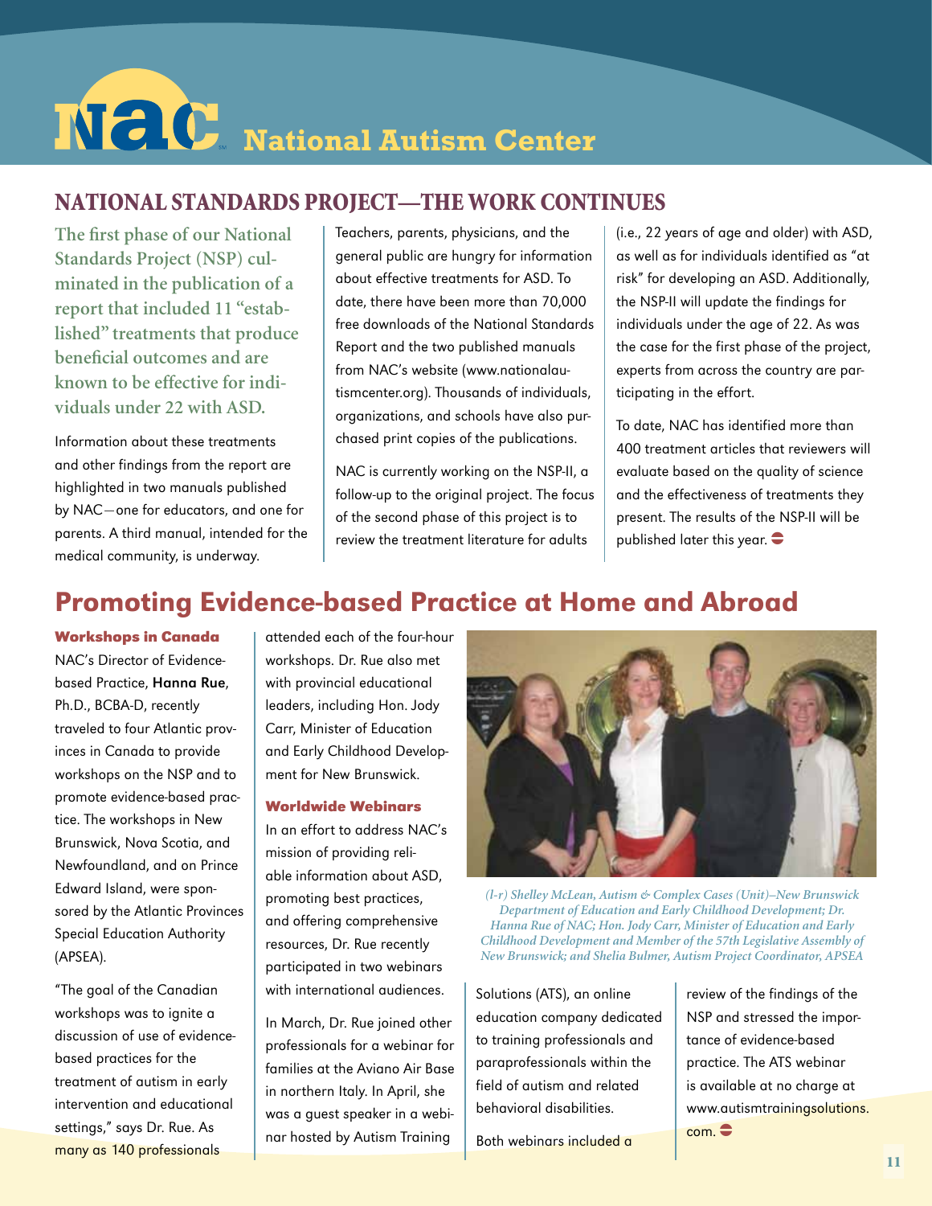# National Autism Center

## NATIONAL STANDARDS PROJECT—THE WORK CONTINUES

**The first phase of our National Standards Project (NSP) culminated in the publication of a report that included 11 "established" treatments that produce beneficial outcomes and are known to be effective for individuals under 22 with ASD.**

Information about these treatments and other findings from the report are highlighted in two manuals published by NAC—one for educators, and one for parents. A third manual, intended for the medical community, is underway.

Teachers, parents, physicians, and the general public are hungry for information about effective treatments for ASD. To date, there have been more than 70,000 free downloads of the National Standards Report and the two published manuals from NAC's website (www.nationalautismcenter.org). Thousands of individuals, organizations, and schools have also purchased print copies of the publications.

NAC is currently working on the NSP-II, a follow-up to the original project. The focus of the second phase of this project is to review the treatment literature for adults (i.e., 22 years of age and older) with ASD, as well as for individuals identified as "at risk" for developing an ASD. Additionally, the NSP-II will update the findings for individuals under the age of 22. As was the case for the first phase of the project, experts from across the country are participating in the effort.

To date, NAC has identified more than 400 treatment articles that reviewers will evaluate based on the quality of science and the effectiveness of treatments they present. The results of the NSP-II will be published later this year.

## Promoting Evidence-based Practice at Home and Abroad

### Workshops in Canada

NAC's Director of Evidence-based Practice, **Hanna Rue**, Ph.D., BCBA-D, recently traveled to four Atlantic provinces in Canada to provide workshops on the NSP and to promote evidence-based practice. The workshops in New Brunswick, Nova Scotia, and Newfoundland, and on Prince Edward Island, were sponsored by the Atlantic Provinces Special Education Authority (APSEA).

"The goal of the Canadian workshops was to ignite a discussion of use of evidence-based practices for the treatment of autism in early intervention and educational settings," says Dr. Rue. As many as 140 professionals attended each of the four-hour workshops. Dr. Rue also met with provincial educational leaders, including Hon. Jody Carr, Minister of Education and Early Childhood Development for New Brunswick.

*(l-r) Shelley McLean, Autism & Complex Cases (Unit)–New Brunswick Department of Education and Early Childhood Development; Dr. Hanna Rue of NAC; Hon. Jody Carr, Minister of Education and Early Childhood Development and Member of the 57th Legislative Assembly of New Brunswick; and Shelia Bulmer, Autism Project Coordinator, APSEA*

### Worldwide Webinars

In an effort to address NAC's mission of providing reliable information about ASD, promoting best practices, and offering comprehensive resources, Dr. Rue recently participated in two webinars with international audiences.

In March, Dr. Rue joined other professionals for a webinar for families at the Aviano Air Base in northern Italy. In April, she was a guest speaker in a webinar hosted by Autism Training Solutions (ATS), an online education company dedicated to training professionals and paraprofessionals within the field of autism and related behavioral disabilities.

Both webinars included a review of the findings of the NSP and stressed the importance of evidence-based practice. The ATS webinar is available at no charge at www.autismtrainingsolutions.com.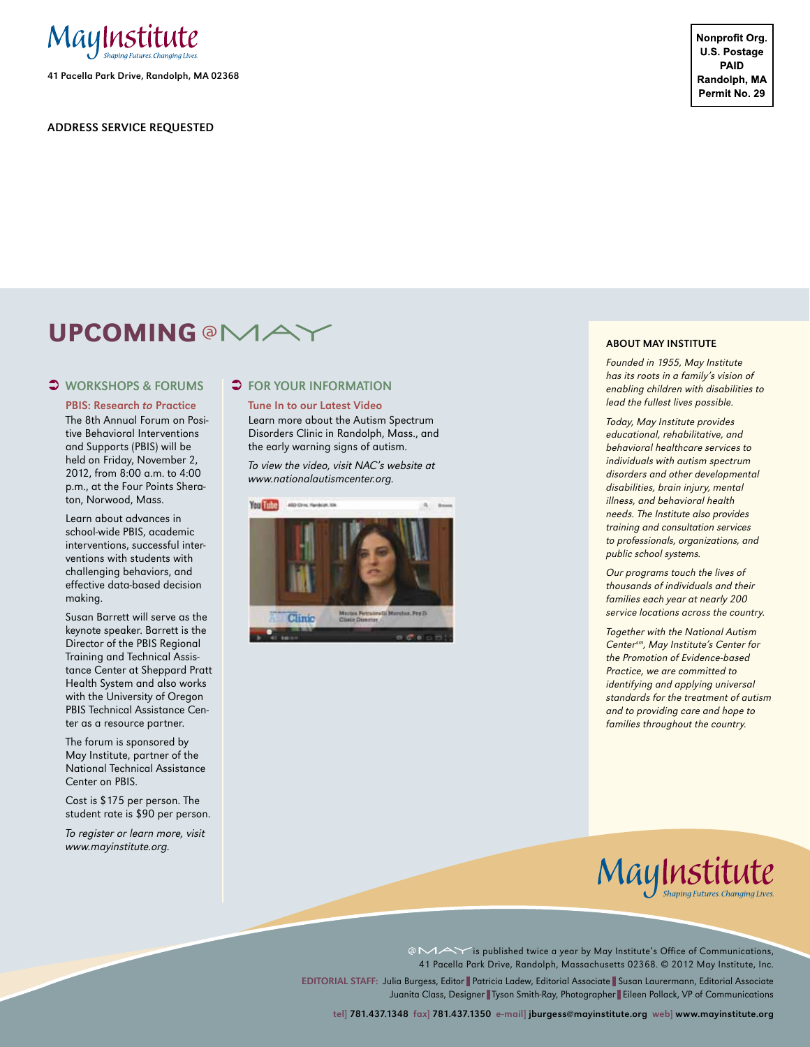MayInstitute
*Shaping Futures. Changing Lives.*

41 Pacella Park Drive, Randolph, MA 02368

**ADDRESS SERVICE REQUESTED**

Nonprofit Org.
U.S. Postage
PAID
Randolph, MA
Permit No. 29

# UPCOMING @MAY

## WORKSHOPS & FORUMS

### PBIS: Research *to* Practice

The 8th Annual Forum on Positive Behavioral Interventions and Supports (PBIS) will be held on Friday, November 2, 2012, from 8:00 a.m. to 4:00 p.m., at the Four Points Sheraton, Norwood, Mass.

Learn about advances in school-wide PBIS, academic interventions, successful interventions with students with challenging behaviors, and effective data-based decision making.

Susan Barrett will serve as the keynote speaker. Barrett is the Director of the PBIS Regional Training and Technical Assistance Center at Sheppard Pratt Health System and also works with the University of Oregon PBIS Technical Assistance Center as a resource partner.

The forum is sponsored by May Institute, partner of the National Technical Assistance Center on PBIS.

Cost is $175 per person. The student rate is $90 per person.

*To register or learn more, visit www.mayinstitute.org.*

## FOR YOUR INFORMATION

### Tune In to our Latest Video

Learn more about the Autism Spectrum Disorders Clinic in Randolph, Mass., and the early warning signs of autism.

*To view the video, visit NAC's website at www.nationalautismcenter.org.*

## ABOUT MAY INSTITUTE

*Founded in 1955, May Institute has its roots in a family's vision of enabling children with disabilities to lead the fullest lives possible.*

*Today, May Institute provides educational, rehabilitative, and behavioral healthcare services to individuals with autism spectrum disorders and other developmental disabilities, brain injury, mental illness, and behavioral health needs. The Institute also provides training and consultation services to professionals, organizations, and public school systems.*

*Our programs touch the lives of thousands of individuals and their families each year at nearly 200 service locations across the country.*

*Together with the National Autism Center[sm], May Institute's Center for the Promotion of Evidence-based Practice, we are committed to identifying and applying universal standards for the treatment of autism and to providing care and hope to families throughout the country.*

MayInstitute
*Shaping Futures. Changing Lives.*

@MAY is published twice a year by May Institute's Office of Communications, 41 Pacella Park Drive, Randolph, Massachusetts 02368. © 2012 May Institute, Inc.

**EDITORIAL STAFF:** Julia Burgess, Editor | Patricia Ladew, Editorial Associate | Susan Laurermann, Editorial Associate | Juanita Class, Designer | Tyson Smith-Ray, Photographer | Eileen Pollack, VP of Communications

tel] **781.437.1348** fax] **781.437.1350** e-mail] **jburgess@mayinstitute.org** web] **www.mayinstitute.org**